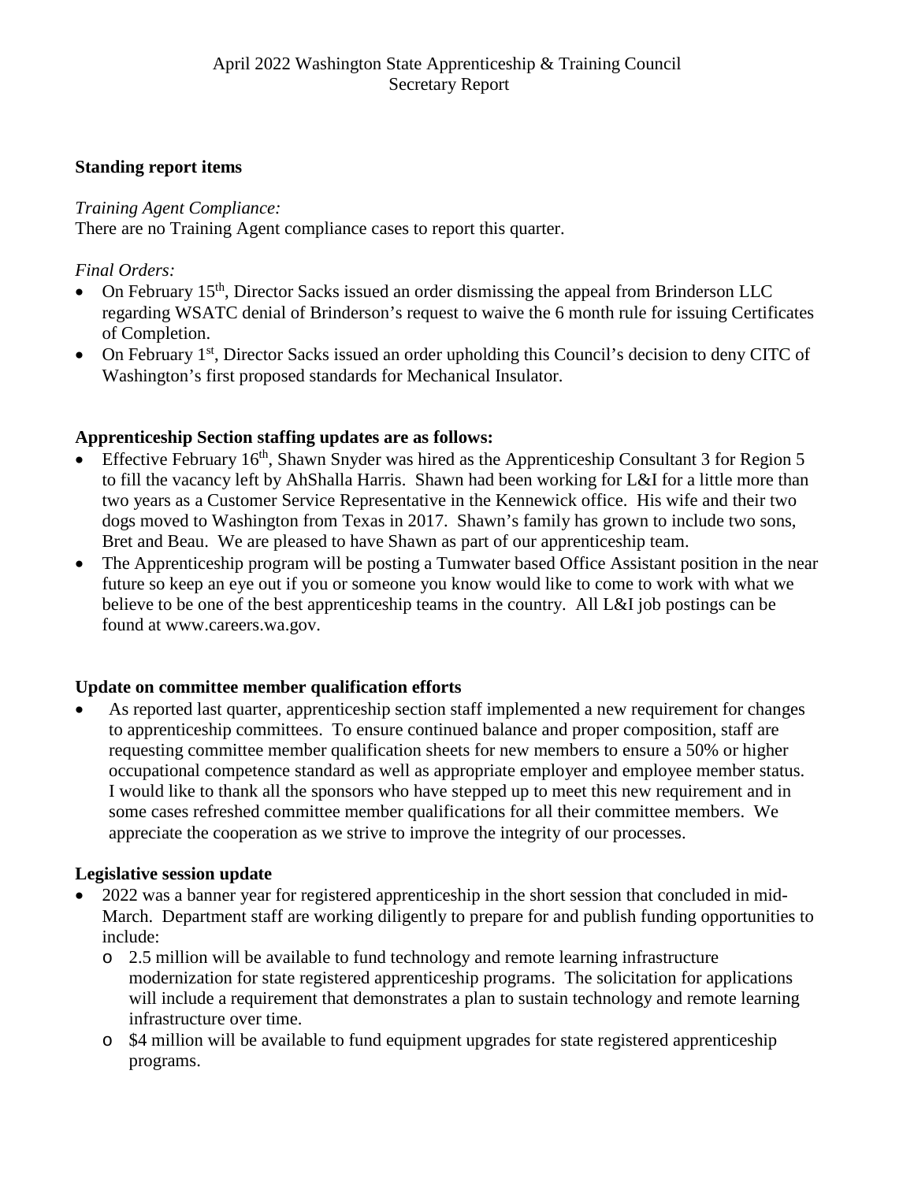April 2022 Washington State Apprenticeship & Training Council
Secretary Report

**Standing report items**

*Training Agent Compliance:*
There are no Training Agent compliance cases to report this quarter.

*Final Orders:*

- On February 15th, Director Sacks issued an order dismissing the appeal from Brinderson LLC regarding WSATC denial of Brinderson's request to waive the 6 month rule for issuing Certificates of Completion.
- On February 1st, Director Sacks issued an order upholding this Council's decision to deny CITC of Washington's first proposed standards for Mechanical Insulator.

**Apprenticeship Section staffing updates are as follows:**

- Effective February 16th, Shawn Snyder was hired as the Apprenticeship Consultant 3 for Region 5 to fill the vacancy left by AhShalla Harris. Shawn had been working for L&I for a little more than two years as a Customer Service Representative in the Kennewick office. His wife and their two dogs moved to Washington from Texas in 2017. Shawn's family has grown to include two sons, Bret and Beau. We are pleased to have Shawn as part of our apprenticeship team.
- The Apprenticeship program will be posting a Tumwater based Office Assistant position in the near future so keep an eye out if you or someone you know would like to come to work with what we believe to be one of the best apprenticeship teams in the country. All L&I job postings can be found at www.careers.wa.gov.

**Update on committee member qualification efforts**

- As reported last quarter, apprenticeship section staff implemented a new requirement for changes to apprenticeship committees. To ensure continued balance and proper composition, staff are requesting committee member qualification sheets for new members to ensure a 50% or higher occupational competence standard as well as appropriate employer and employee member status. I would like to thank all the sponsors who have stepped up to meet this new requirement and in some cases refreshed committee member qualifications for all their committee members. We appreciate the cooperation as we strive to improve the integrity of our processes.

**Legislative session update**

- 2022 was a banner year for registered apprenticeship in the short session that concluded in mid-March. Department staff are working diligently to prepare for and publish funding opportunities to include:
  - 2.5 million will be available to fund technology and remote learning infrastructure modernization for state registered apprenticeship programs. The solicitation for applications will include a requirement that demonstrates a plan to sustain technology and remote learning infrastructure over time.
  - $4 million will be available to fund equipment upgrades for state registered apprenticeship programs.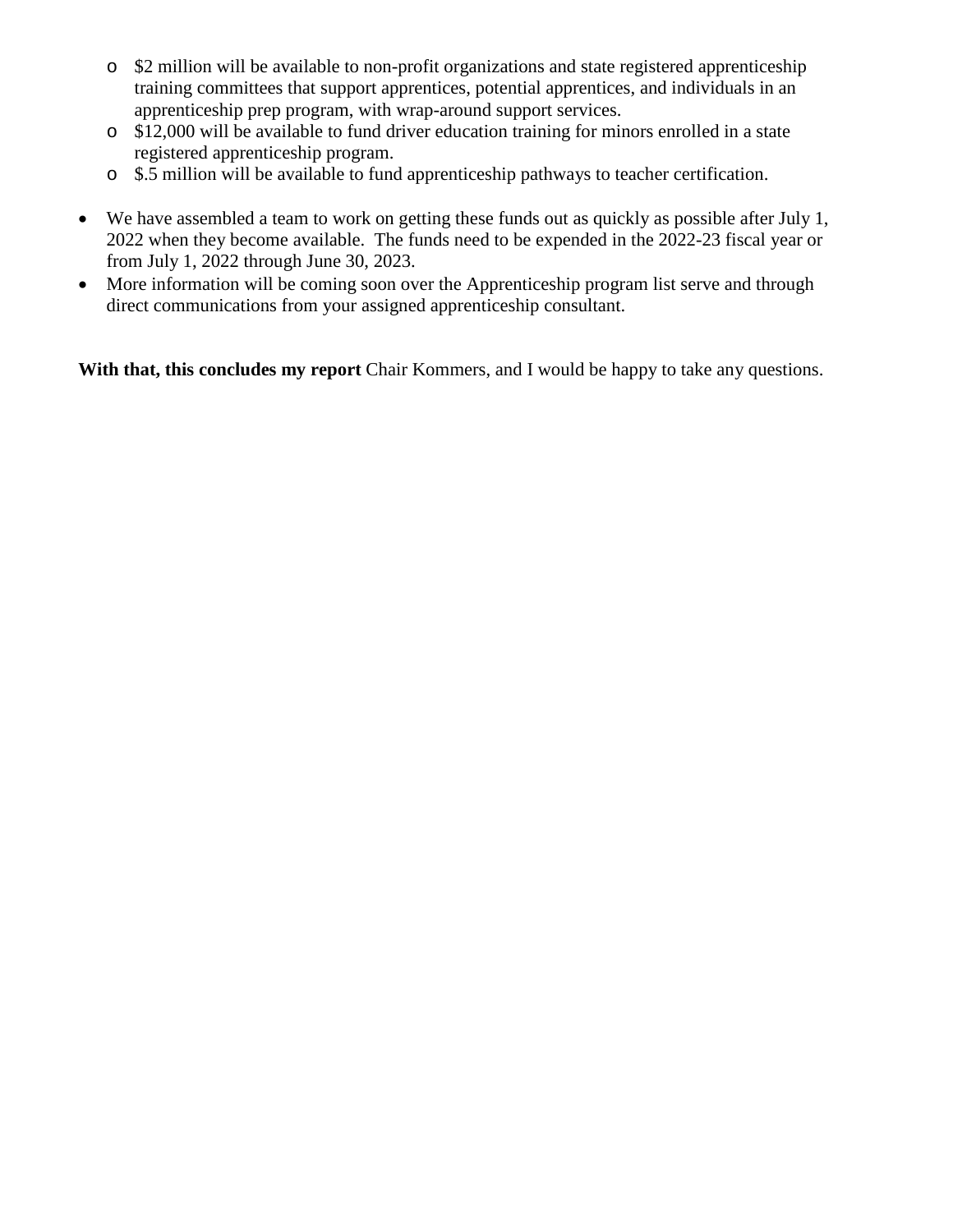- $2 million will be available to non-profit organizations and state registered apprenticeship training committees that support apprentices, potential apprentices, and individuals in an apprenticeship prep program, with wrap-around support services.
  - $12,000 will be available to fund driver education training for minors enrolled in a state registered apprenticeship program.
  - $.5 million will be available to fund apprenticeship pathways to teacher certification.

- We have assembled a team to work on getting these funds out as quickly as possible after July 1, 2022 when they become available. The funds need to be expended in the 2022-23 fiscal year or from July 1, 2022 through June 30, 2023.
- More information will be coming soon over the Apprenticeship program list serve and through direct communications from your assigned apprenticeship consultant.

**With that, this concludes my report** Chair Kommers, and I would be happy to take any questions.